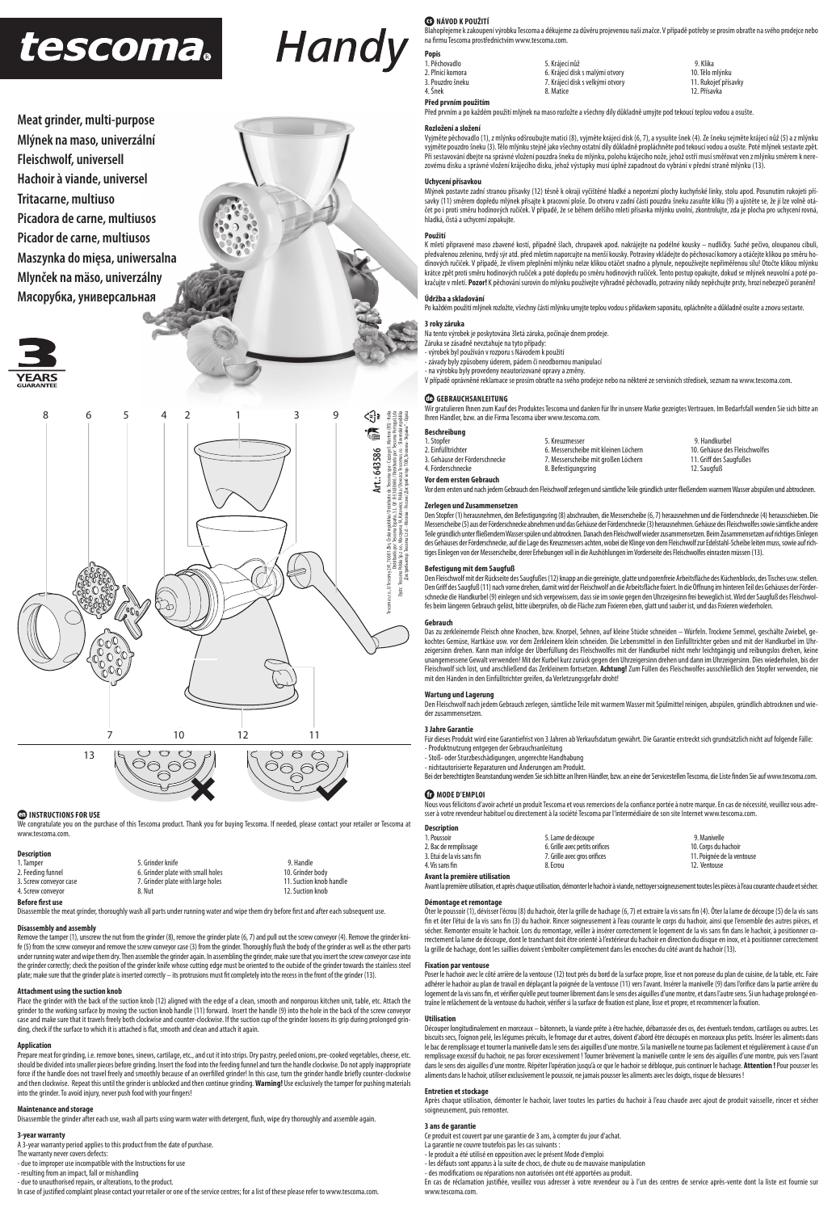# tescoma

# Handy

**Meat grinder, multi-purpose**
**Mlýnek na maso, univerzální**
**Fleischwolf, universell**
**Hachoir à viande, universel**
**Tritacarne, multiuso**
**Picadora de carne, multiusos**
**Picador de carne, multiusos**
**Maszynka do mięsa, uniwersalna**
**Mlynček na mäso, univerzálny**
**Мясорубка, универсальная**

3 YEARS GUARANTEE

Art.: 643586

## EN INSTRUCTIONS FOR USE

We congratulate you on the purchase of this Tescoma product. Thank you for buying Tescoma. If needed, please contact your retailer or Tescoma at www.tescoma.com.

### Description

| | | |
|---|---|---|
| 1. Tamper | 5. Grinder knife | 9. Handle |
| 2. Feeding funnel | 6. Grinder plate with small holes | 10. Grinder body |
| 3. Screw conveyor case | 7. Grinder plate with large holes | 11. Suction knob handle |
| 4. Screw conveyor | 8. Nut | 12. Suction knob |

### Before first use

Disassemble the meat grinder, thoroughly wash all parts under running water and wipe them dry before first and after each subsequent use.

### Disassembly and assembly

Remove the tamper (1), unscrew the nut from the grinder (8), remove the grinder plate (6, 7) and pull out the screw conveyor (4). Remove the grinder knife (5) from the screw conveyor and remove the screw conveyor case (3) from the grinder. Thoroughly flush the body of the grinder as well as the other parts under running water and wipe them dry. Then assemble the grinder again. In assembling the grinder, make sure that you insert the screw conveyor case into the grinder correctly; check the position of the grinder knife whose cutting edge must be oriented to the outside of the grinder towards the stainless steel plate; make sure that the grinder plate is inserted correctly – its protrusions must fit completely into the recess in the front of the grinder (13).

### Attachment using the suction knob

Place the grinder with the back of the suction knob (12) aligned with the edge of a clean, smooth and nonporous kitchen unit, table, etc. Attach the grinder to the working surface by moving the suction knob handle (11) forward. Insert the handle (9) into the hole in the back of the screw conveyor case and make sure that it travels freely both clockwise and counter-clockwise. If the suction cup of the grinder loosens its grip during prolonged grinding, check if the surface to which it is attached is flat, smooth and clean and attach it again.

### Application

Prepare meat for grinding, i.e. remove bones, sinews, cartilage, etc., and cut it into strips. Dry pastry, peeled onions, pre-cooked vegetables, cheese, etc. should be divided into smaller pieces before grinding. Insert the food into the feeding funnel and turn the handle clockwise. Do not apply inappropriate force if the handle does not travel freely and smoothly because of an overfilled grinder! In this case, turn the grinder handle briefly counter-clockwise and then clockwise. Repeat this until the grinder is unblocked and then continue grinding. **Warning!** Use exclusively the tamper for pushing materials into the grinder. To avoid injury, never push food with your fingers!

### Maintenance and storage

Disassemble the grinder after each use, wash all parts using warm water with detergent, flush, wipe dry thoroughly and assemble again.

### 3-year warranty

A 3-year warranty period applies to this product from the date of purchase.
The warranty never covers defects:
- due to improper use incompatible with the Instructions for use
- resulting from an impact, fall or mishandling
- due to unauthorised repairs, or alterations, to the product.

In case of justified complaint please contact your retailer or one of the service centres; for a list of these please refer to www.tescoma.com.

## CS NÁVOD K POUŽITÍ

Blahopřejeme k zakoupení výrobku Tescoma a děkujeme za důvěru projevenou naší značce. V případě potřeby se prosím obraťte na svého prodejce nebo na firmu Tescoma prostřednictvím www.tescoma.com.

### Popis

| | | |
|---|---|---|
| 1. Pěchovadlo | 5. Krájecí nůž | 9. Klika |
| 2. Plnicí komora | 6. Krájecí disk s malými otvory | 10. Tělo mlýnku |
| 3. Pouzdro šneku | 7. Krájecí disk s velkými otvory | 11. Rukojeť přísavky |
| 4. Šnek | 8. Matice | 12. Přísavka |

### Před prvním použitím

Před prvním a po každém použití mlýnek na maso rozložte a všechny díly důkladně umyjte pod tekoucí teplou vodou a osušte.

### Rozložení a složení

Vyjměte pěchovadlo (1), z mlýnku odšroubujte matici (8), vyjměte krájecí disk (6, 7), a vysuňte šnek (4). Ze šneku sejměte krájecí nůž (5) a z mlýnku vyjměte pouzdro šneku (3). Tělo mlýnku stejně jako všechny ostatní díly důkladně propláchněte pod tekoucí vodou a osušte. Poté mlýnek sestavte zpět. Při sestavování dbejte na správné vložení pouzdra šneku do mlýnku, polohu krájecího nože, jehož ostří musí směřovat ven z mlýnku směrem k nerezovému disku a správné vložení krájecího disku, jehož výstupky musí úplně zapadnout do vybrání v přední straně mlýnku (13).

### Uchycení přísavkou

Mlýnek postavte zadní stranou přísavky (12) těsně k okraji vyčištěné hladké a neporézní plochy kuchyňské linky, stolu apod. Posunutím rukojeti přísavky (11) směrem dopředu mlýnek přisajte k pracovní ploše. Do otvoru v zadní části pouzdra šneku zasuňte kliku (9) a ujistěte se, že ji lze volně otáčet po i proti směru hodinových ručiček. V případě, že se během delšího mletí přísavka mlýnku uvolní, zkontrolujte, zda je plocha pro uchycení rovná, hladká, čistá a uchycení zopakujte.

### Použití

K mletí připravené maso zbavené kostí, případně šlach, chrupavek apod. nakrájejte na podélné kousky – nudličky. Suché pečivo, oloupanou cibuli, předvařenou zeleninu, tvrdý sýr atd. před mletím napoporcujte na menší kousky. Potraviny vkládejte do pěchovací komory a otáčejte klikou po směru hodinových ručiček. V případě, že vlivem přeplnění mlýnku nelze klikou otáčet snadno a plynule, nepoužívejte nepřiměřenou sílu! Otočte klikou mlýnku krátce proti směru hodinových ručiček a poté dopředu po směru hodinových ručiček. Tento postup opakujte, dokud se mlýnek neuvolní a poté pokračujte v mletí. **Pozor!** K pěchování surovin do mlýnku používejte výhradně pěchovadlo, potraviny nikdy nepěchujte prsty, hrozí nebezpečí poranění!

### Údržba a skladování

Po každém použití mlýnek rozložte, všechny části mlýnku umyjte teplou vodou s přídavkem saponátu, opláchněte a důkladně osušte a znovu sestavte.

### 3 roky záruka

Na tento výrobek je poskytována 3letá záruka, počínaje dnem prodeje.
Záruka se zásadně nevztahuje na tyto případy:
- výrobek byl používán v rozporu s Návodem k použití
- závady byly způsobeny úderem, pádem či neodbornou manipulací
- na výrobku byly provedeny neautorizované opravy a změny.

V případě oprávněné reklamace se prosím obraťte na svého prodejce nebo na některé ze servisních středisek, seznam na www.tescoma.com.

## DE GEBRAUCHSANLEITUNG

Wir gratulieren Ihnen zum Kauf des Produktes Tescoma und danken für Ihr in unsere Marke gezeigtes Vertrauen. Im Bedarfsfall wenden Sie sich bitte an Ihren Händler, bzw. an die Firma Tescoma über www.tescoma.com.

### Beschreibung

| | | |
|---|---|---|
| 1. Stopfer | 5. Kreuzmesser | 9. Handkurbel |
| 2. Einfülltrichter | 6. Messerscheibe mit kleinen Löchern | 10. Gehäuse des Fleischwolfes |
| 3. Gehäuse der Förderschnecke | 7. Messerscheibe mit großen Löchern | 11. Griff des Saugfußes |
| 4. Förderschnecke | 8. Befestigungsring | 12. Saugfuß |

### Vor dem ersten Gebrauch

Vor dem ersten und nach jedem Gebrauch den Fleischwolf zerlegen und sämtliche Teile gründlich unter fließendem warmem Wasser abspülen und abtrocknen.

### Zerlegen und Zusammensetzen

Den Stopfer (1) herausnehmen, den Befestigungsring (8) abschrauben, die Messerscheibe (6, 7) herausnehmen und die Förderschnecke (4) herausschieben. Die Messerscheibe (5) aus der Förderschnecke abnehmen und das Gehäuse der Förderschnecke (3) herausnehmen. Gehäuse des Fleischwolfes sowie sämtliche andere Teile gründlich unter fließendem Wasser spülen und abtrocknen. Danach den Fleischwolf wieder zusammensetzen. Beim Zusammensetzen auf richtiges Einlegen des Gehäuses der Förderschnecke, auf die Lage des Kreuzmessers achten, wobei die Klinge von dem Fleischwolf zur Edelstahl-Scheibe leiten muss, sowie auf richtiges Einlegen von der Messerscheibe, derer Erhebungen voll in die Aushöhlungen im Vorderseite des Fleischwolfes einrasten müssen (13).

### Befestigung mit dem Saugfuß

Den Fleischwolf mit der Rückseite des Saugfußes (12) knapp an die gereinigte, glatte und porenfreie Arbeitsfläche des Küchenblocks, des Tisches usw. stellen. Den Griff des Saugfuß (11) nach vorne drehen, damit wird der Fleischwolf an die Arbeitsfläche fixiert. In die Öffnung im hinteren Teil des Gehäuses der Förderschnecke die Handkurbel (9) einlegen und sich vergewissern, dass sie im sowie gegen den Uhrzeigersinn frei beweglich ist. Wird der Saugfuß des Fleischwolfes beim längeren Gebrauch gelöst, bitte überprüfen, ob die Fläche zum Fixieren eben, glatt und sauber ist, und das Fixieren wiederholen.

### Gebrauch

Das zu zerkleinernde Fleisch ohne Knochen, bzw. Knorpel, Sehnen, auf kleine Stücke schneiden – Würfeln. Trockene Semmel, geschälte Zwiebel, gekochtes Gemüse, Hartkäse usw. vor dem Zerkleinern klein schneiden. Die Lebensmittel in den Einfülltrichter geben und mit der Handkurbel im Uhrzeigersinn drehen. Kann man infolge der Überfüllung des Fleischwolfes mit der Handkurbel nicht mehr leichtgängig und reibungslos drehen, keine unangemessene Gewalt verwenden! Mit der Kurbel kurz zurück gegen den Uhrzeigersinn drehen und dann im Uhrzeigersinn. Dies wiederholen, bis der Fleischwolf sich löst, und anschließend das Zerkleinern fortsetzen. **Achtung!** Zum Füllen des Fleischwolfes ausschließlich den Stopfer verwenden, nie mit den Händen in den Einfülltrichter greifen, da Verletzungsgefahr droht!

### Wartung und Lagerung

Den Fleischwolf nach jedem Gebrauch zerlegen, sämtliche Teile mit warmem Wasser mit Spülmittel reinigen, abspülen, gründlich abtrocknen und wieder zusammensetzen.

### 3 Jahre Garantie

Für dieses Produkt wird eine Garantiefrist von 3 Jahren ab Verkaufsdatum gewährt. Die Garantie erstreckt sich grundsätzlich nicht auf folgende Fälle:
- Produktnutzung entgegen der Gebrauchsanleitung
- Stoß- oder Sturzbeschädigungen, ungerechte Handhabung
- nichtautorisierte Reparaturen und Änderungen am Produkt.

Bei der berechtigten Beanstandung wenden Sie sich bitte an Ihren Händler, bzw. an eine der Servicestellen Tescoma, die Liste finden Sie auf www.tescoma.com.

## FR MODE D'EMPLOI

Nous vous félicitons d'avoir acheté un produit Tescoma et vous remercions de la confiance portée à notre marque. En cas de nécessité, veuillez vous adresser à votre revendeur habituel ou directement à la société Tescoma par l'intermédiaire de son site Internet www.tescoma.com.

### Description

| | | |
|---|---|---|
| 1. Poussoir | 5. Lame de découpe | 9. Manivelle |
| 2. Bac de remplissage | 6. Grille avec petits orifices | 10. Corps du hachoir |
| 3. Etui de la vis sans fin | 7. Grille avec gros orifices | 11. Poignée de la ventouse |
| 4. Vis sans fin | 8. Ecrou | 12. Ventouse |

### Avant la première utilisation

Avant la première utilisation, et après chaque utilisation, démonter le hachoir à viande, nettoyer soigneusement toutes les pièces à l'eau courante chaude et sécher.

### Démontage et remontage

Ôter le poussoir (1), dévisser l'écrou (8) du hachoir, ôter la grille de hachage (6, 7) et extraire la vis sans fin (4). Ôter la lame de découpe (5) de la vis sans fin et ôter l'étui de la vis sans fin (3) du hachoir. Rincer soigneusement à l'eau courante le corps du hachoir, ainsi que l'ensemble des autres pièces, et sécher. Remonter ensuite le hachoir. Lors du remontage, veiller à insérer correctement le logement de la vis sans fin dans le hachoir, à positionner correctement la lame de découpe, dont le tranchant doit être orienté à l'extérieur du hachoir en direction du disque en inox, et à positionner correctement la grille de hachage, dont les saillies doivent s'emboîter complètement dans les encoches du côté avant du hachoir (13).

### Fixation par ventouse

Poser le hachoir avec le côté arrière de la ventouse (12) tout près du bord de la surface propre, lisse et non poreuse du plan de cuisine, de la table, etc. Faire adhérer le hachoir au plan de travail en déplaçant la poignée de la ventouse (11) vers l'avant. Insérer la manivelle (9) dans l'orifice dans la partie arrière du logement de la vis sans fin, et vérifier qu'elle peut tourner librement dans le sens des aiguilles d'une montre, et dans l'autre sens. Si un hachage prolongé entraîne le relâchement de la ventouse du hachoir, vérifier si la surface de fixation est plane, lisse et propre, et recommencer la fixation.

### Utilisation

Découper longitudinalement en morceaux – bâtonnets, la viande prête à être hachée, débarrassée des os, des éventuels tendons, cartilages ou autres. Les biscuits secs, l'oignon pelé, les légumes précuits, le fromage dur et autres, doivent d'abord être découpés en morceaux plus petits. Insérer les aliments dans le bac de remplissage et tourner la manivelle dans le sens des aiguilles d'une montre. Si la manivelle ne tourne pas facilement et régulièrement à cause d'un remplissage excessif du hachoir, ne pas forcer excessivement ! Tourner brièvement la manivelle contre le sens des aiguilles d'une montre, puis vers l'avant dans le sens des aiguilles d'une montre. Répéter l'opération jusqu'à ce que le hachoir se débloque, puis continuer le hachage. **Attention !** Pour pousser les aliments dans le hachoir, utiliser exclusivement le poussoir, ne jamais pousser les aliments avec les doigts, risque de blessures !

### Entretien et stockage

Après chaque utilisation, démonter le hachoir, laver toutes les parties du hachoir à l'eau chaude avec ajout de produit vaisselle, rincer et sécher soigneusement, puis remonter.

### 3 ans de garantie

Ce produit est couvert par une garantie de 3 ans, à compter du jour d'achat.
La garantie ne couvre toutefois pas les cas suivants :
- le produit a été utilisé en opposition avec le présent Mode d'emploi
- les défauts sont apparus à la suite de chocs, de chute ou de mauvaise manipulation
- des modifications ou réparations non autorisées ont été apportées au produit.

En cas de réclamation justifiée, veuillez vous adresser à votre revendeur ou à l'un des centres de service après-vente dont la liste est fournie sur www.tescoma.com.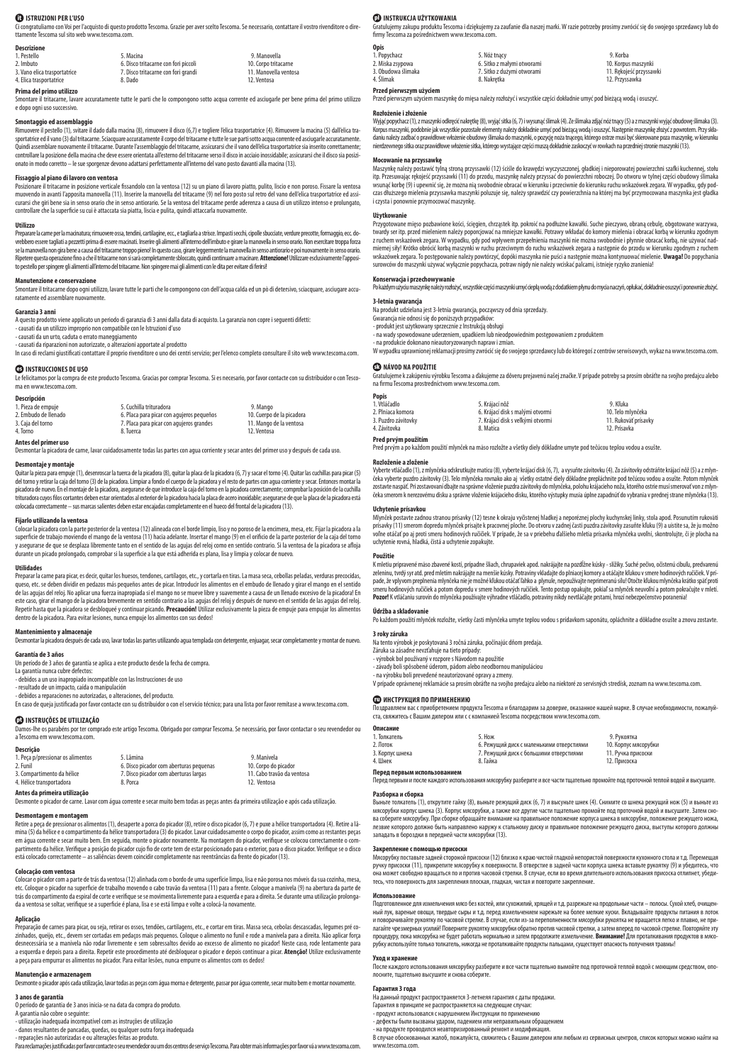# IT ISTRUZIONI PER L'USO

Ci congratuliamo con Voi per l'acquisto di questo prodotto Tescoma. Grazie per aver scelto Tescoma. Se necessario, contattare il vostro rivenditore o direttamente Tescoma sul sito web www.tescoma.com.

### Descrizione

| | | |
|---|---|---|
| 1. Pestello | 5. Macina | 9. Manovella |
| 2. Imbuto | 6. Disco tritacarne con fori piccoli | 10. Corpo tritacarne |
| 3. Vano elica trasportatrice | 7. Disco tritacarne con fori grandi | 11. Manovella ventosa |
| 4. Elica trasportatrice | 8. Dado | 12. Ventosa |

### Prima del primo utilizzo

Smontare il tritacarne, lavare accuratamente tutte le parti che lo compongono sotto acqua corrente ed asciugarle per bene prima del primo utilizzo e dopo ogni uso successivo.

### Smontaggio ed assemblaggio

Rimuovere il pestello (1), svitare il dado dalla macina (8), rimuovere il disco (6,7) e togliere l'elica trasportatrice (4). Rimuovere la macina (5) dall'elica trasportatrice ed il vano (3) dal tritacarne. Sciacquare accuratamente il corpo del tritacarne e tutte le sue parti sotto acqua corrente ed asciugarle accuratamente. Quindi assemblare nuovamente il tritacarne. Durante l'assemblaggio del tritacarne, assicurarsi che il vano dell'elica trasportatrice sia inserito correttamente; controllare la posizione della macina che deve essere orientata all'esterno del tritacarne verso il disco in acciaio inossidabile; assicurarsi che il disco sia posizionato in modo corretto – le sue sporgenze devono adattarsi perfettamente all'interno del vano posto davanti alla macina (13).

### Fissaggio al piano di lavoro con ventosa

Posizionare il tritacarne in posizione verticale fissandolo con la ventosa (12) su un piano di lavoro piatto, pulito, liscio e non poroso. Fissare la ventosa muovendo in avanti l'apposita manovella (11). Inserire la manovella del tritacarne (9) nel foro posto sul retro del vano dell'elica trasportatrice ed assicurarsi che giri bene sia in senso orario che in senso antiorario. Se la ventosa del tritacarne perde aderenza a causa di un utilizzo intenso e prolungato, controllare che la superficie su cui è attaccata sia piatta, liscia e pulita, quindi attaccarla nuovamente.

### Utilizzo

Preparare la carne per la macinatura; rimuovere ossa, tendini, cartilagine, ecc., e tagliarla a strisce. Impasti secchi, cipolle sbucciate, verdure precotte, formaggio, ecc. dovrebbero essere tagliati a pezzetti prima di essere macinati. Inserire gli alimenti all'interno dell'imbuto e girare la manovella in senso orario. Non esercitare troppa forza se la manovella non gira bene a causa del tritacarne troppo pieno! In questo caso, girare leggermente la manovella in senso antiorario e poi nuovamente in senso orario. Ripetere questa operazione fino a che il tritacarne non si sarà completamente sbloccato, quindi continuare a macinare. **Attenzione!** Utilizzare esclusivamente l'apposito pestello per spingere gli alimenti all'interno del tritacarne. Non spingere mai gli alimenti con le dita per evitare di ferirsi!

### Manutenzione e conservazione

Smontare il tritacarne dopo ogni utilizzo, lavare tutte le parti che lo compongono con dell'acqua calda ed un po' di detersivo, sciacquare, asciugare accuratamente ed assemblare nuovamente.

### Garanzia 3 anni

A questo prodotto viene applicato un periodo di garanzia di 3 anni dalla data di acquisto. La garanzia non copre i seguenti difetti:
- causati da un utilizzo improprio non compatibile con le Istruzioni d'uso
- causati da un urto, caduta o errato maneggiamento
- causati da riparazioni non autorizzate, o alterazioni apportate al prodotto

In caso di reclami giustificati contattare il proprio rivenditore o uno dei centri servizio; per l'elenco completo consultare il sito web www.tescoma.com.

# ES INSTRUCCIONES DE USO

Le felicitamos por la compra de este producto Tescoma. Gracias por comprar Tescoma. Si es necesario, por favor contacte con su distribuidor o con Tescoma en www.tescoma.com.

### Descripción

| | | |
|---|---|---|
| 1. Pieza de empuje | 5. Cuchilla trituradora | 9. Mango |
| 2. Embudo de llenado | 6. Placa para picar con agujeros pequeños | 10. Cuerpo de la picadora |
| 3. Caja del torno | 7. Placa para picar con agujeros grandes | 11. Mango de la ventosa |
| 4. Torno | 8. Tuerca | 12. Ventosa |

### Antes del primer uso

Desmontar la picadora de carne, lavar cuidadosamente todas las partes con agua corriente y secar antes del primer uso y después de cada uso.

### Desmontaje y montaje

Quitar la pieza para empuje (1), desenroscar la tuerca de la picadora (8), quitar la placa de la picadora (6, 7) y sacar el torno (4). Quitar las cuchillas para picar (5) del torno y retirar la caja del torno (3) de la picadora. Limpiar a fondo el cuerpo de la picadora y el resto de partes con agua corriente y secar. Entonces montar la picadora de nuevo. En el montaje de la picadora, asegurarse de que introduce la caja del torno en la picadora correctamente; comprobar la posición de la cuchilla trituradora cuyos filos cortantes deben estar orientados al exterior de la picadora hacia la placa de acero inoxidable; asegurarse de que la placa de la picadora está colocada correctamente – sus marcas salientes deben estar encajadas completamente en el hueco del frontal de la picadora (13).

### Fijarlo utilizando la ventosa

Colocar la picadora con la parte posterior de la ventosa (12) alineada con el borde limpio, liso y no poroso de la encimera, mesa, etc. Fijar la picadora a la superficie de trabajo moviendo el mango de la ventosa (11) hacia adelante. Insertar el mango (9) en el orificio de la parte posterior de la caja del torno y asegurarse de que se desplaza libremente tanto en el sentido de las agujas del reloj como en sentido contrario. Si la ventosa de la picadora se afloja durante un picado prolongado, comprobar si la superficie a la que está adherida es plana, lisa y limpia y colocar de nuevo.

### Utilidades

Preparar la carne para picar, es decir, quitar los huesos, tendones, cartílagos, etc., y cortarla en tiras. La masa seca, cebollas peladas, verduras precocidas, queso, etc. se deben dividir en pedazos más pequeños antes de picar. Introducir los alimentos en el embudo de llenado y girar el mango en el sentido de las agujas del reloj. No aplicar una fuerza inapropiada si el mango no se mueve libre y suavemente a causa de un llenado excesivo de la picadora! En este caso, girar el mango de la picadora brevemente en sentido contrario a las agujas del reloj y después de nuevo en el sentido de las agujas del reloj. Repetir hasta que la picadora se desbloquee y continuar picando. **Precaución!** Utilizar exclusivamente la pieza de empuje para empujar los alimentos dentro de la picadora. Para evitar lesiones, nunca empuje los alimentos con sus dedos!

### Mantenimiento y almacenaje

Desmontar la picadora después de cada uso, lavar todas las partes utilizando agua templada con detergente, enjuagar, secar completamente y montar de nuevo.

### Garantía de 3 años

Un período de 3 años de garantía se aplica a este producto desde la fecha de compra.
La garantía nunca cubre defectos:
- debidos a un uso inapropiado incompatible con las Instrucciones de uso
- resultado de un impacto, caída o manipulación
- debidos a reparaciones no autorizadas, o alteraciones, del producto.

En caso de queja justificada por favor contacte con su distribuidor o con el servicio técnico; para una lista por favor remítase a www.tescoma.com.

# PT INSTRUÇÕES DE UTILIZAÇÃO

Damos-lhe os parabéns por ter comprado este artigo Tescoma. Obrigado por comprar Tescoma. Se necessário, por favor contactar o seu revendedor ou a Tescoma em www.tescoma.com.

### Descrição

| | | |
|---|---|---|
| 1. Peça p/pressionar os alimentos | 5. Lâmina | 9. Manivela |
| 2. Funil | 6. Disco picador com aberturas pequenas | 10. Corpo do picador |
| 3. Compartimento da hélice | 7. Disco picador com aberturas largas | 11. Cabo travão da ventosa |
| 4. Hélice transportadora | 8. Porca | 12. Ventosa |

### Antes da primeira utilização

Desmonte o picador de carne. Lavar com água corrente e secar muito bem todas as peças antes da primeira utilização e após cada utilização.

### Desmontagem e montagem

Retire a peça de pressionar os alimentos (1), desaperte a porca do picador (8), retire o disco picador (6, 7) e puxe a hélice transportadora (4). Retire a lâmina (5) da hélice e o compartimento da hélice transportadora (3) do picador. Lavar cuidadosamente o corpo do picador, assim como as restantes peças em água corrente e secar muito bem. Em seguida, monte o picador novamente. Na montagem do picador, verifique se colocou correctamente o compartimento da hélice. Verifique a posição do picador cujo fio de corte tem de estar posicionado para o exterior, para o disco picador. Verifique se o disco está colocado correctamente – as saliências devem coincidir completamente nas reentrâncias da frente do picador (13).

### Colocação com ventosa

Colocar o picador com a parte de trás da ventosa (12) alinhada com o bordo de uma superfície limpa, lisa e não porosa nos móveis da sua cozinha, mesa, etc. Coloque o picador na superfície de trabalho movendo o cabo travão da ventosa (11) para a frente. Coloque a manivela (9) na abertura da parte de trás do compartimento da espiral de corte e verifique se se movimenta livremente para a esquerda e para a direita. Se durante uma utilização prolongada a ventosa se soltar, verifique se a superfície é plana, lisa e se está limpa e volte a colocá-la novamente.

### Aplicação

Preparação de carnes para picar, ou seja, retirar os ossos, tendões, cartilagens, etc., e cortar em tiras. Massa seca, cebolas descascadas, legumes pré cozinhados, queijo, etc., devem ser cortadas em pedaços mais pequenos. Coloque o alimento no funil e rode a manivela para a direita. Não aplicar força desnecessária se a manivela não rodar livremente e sem sobressaltos devido ao excesso de alimento no picador! Neste caso, rode lentamente para a esquerda e depois para a direita. Repetir este procedimento até desbloquear o picador e depois continuar a picar. **Atenção!** Utilize exclusivamente a peça para empurrar os alimentos no picador. Para evitar lesões, nunca empurre os alimentos com os dedos!

### Manutenção e armazenagem

Desmonte o picador após cada utilização, lavar todas as peças com água morna e detergente, passar por água corrente, secar muito bem e montar novamente.

### 3 anos de garantia

O período de garantia de 3 anos inicia-se na data da compra do produto.
A garantia não cobre o seguinte:
- utilização inadequada incompatível com as instruções de utilização
- danos resultantes de pancadas, quedas, ou qualquer outra força inadequada
- reparações não autorizadas e ou alterações feitas ao produto.

Para reclamações justificadas por favor contacte o seu revendedor ou um dos centros de serviço Tescoma. Para obter mais informações por favor via a www.tescoma.com.

# PL INSTRUKCJA UŻYTKOWANIA

Gratulujemy zakupu produktu Tescoma i dziękujemy za zaufanie dla naszej marki. W razie potrzeby prosimy zwrócić się do swojego sprzedawcy lub do firmy Tescoma za pośrednictwem www.tescoma.com.

### Opis

| | | |
|---|---|---|
| 1. Popychacz | 5. Nóż tnący | 9. Korba |
| 2. Miska zsypowa | 6. Sitko z małymi otworami | 10. Korpus maszynki |
| 3. Obudowa ślimaka | 7. Sitko z dużymi otworami | 11. Rękojeść przyssawki |
| 4. Ślimak | 8. Nakrętka | 12. Przyssawka |

### Przed pierwszym użyciem

Przed pierwszym użyciem maszynkę do mięsa należy rozłożyć i wszystkie części dokładnie umyć pod bieżącą wodą i osuszyć.

### Rozłożenie i złożenie

Wyjąć popychacz (1), z maszynki odkręcić nakrętkę (8), wyjąć sitka (6, 7) i wysunąć ślimak (4). Ze ślimaka zdjąć nóż tnący (5) a z maszynki wyjąć obudowę ślimaka (3). Korpus maszynki, podobnie jak wszystkie pozostałe elementy należy dokładnie umyć pod bieżącą wodą i osuszyć. Następnie maszynkę złożyć z powrotem. Przy składaniu należy zadbać o prawidłowe włożenie obudowy ślimaka do maszynki, o pozycję noża tnącego, którego ostrze musi być skierowane poza maszynkę, w kierunku nierdzewnego sitka oraz prawidłowe włożenie sitka, którego wystające części muszą dokładnie zaskoczyć w rowkach na przedniej stronie maszynki (13).

### Mocowanie na przyssawkę

Maszynkę należy postawić tylną stroną przyssawki (12) ściśle do krawędzi wyczyszczonej, gładkiej i nieporowatej powierzchni szafki kuchennej, stołu itp. Przesuwając rękojeść przyssawki (11) do przodu, maszynkę należy przyssać do powierzchni roboczej. Do otworu w tylnej części obudowy ślimaka wsunąć korbę (9) i upewnić się, że można nią swobodnie obracać w kierunku i przeciwnie do kierunku ruchu wskazówek zegara. W przypadku, gdy podczas dłuższego mielenia przyssawka maszynki poluzuje się, należy sprawdzić czy powierzchnia na której ma być przymocowana maszynka jest gładka i czysta i ponownie przymocować maszynkę.

### Użytkowanie

Przygotowane mięso pozbawione kości, ścięgien, chrząstek itp. pokroić na podłużne kawałki. Suche pieczywo, obraną cebulę, ogotowane warzywa, twardy ser itp. przed mieleniem należy popoporcjować na mniejsze kawałki. Potrawy wkładać do komory mielenia i obracać korbą w kierunku zgodnym z ruchem wskazówek zegara. W przypadku, gdy pod wpływem przepełnienia maszynki nie można swobodnie i płynnie obracać korbą, nie używać nadmiernej siły! Krótko obrócić korbą maszynki w ruchu przeciwnym do ruchu wskazówek zegara a następnie do przodu w kierunku zgodnym z ruchem wskazówek zegara. To postępowanie należy powtórzyć, dopóki maszynka nie puści a następnie można kontynuować mielenie. **Uwaga!** Do popychania surowców do maszynki używać wyłącznie popychacza, potraw nigdy nie należy wciskać palcami, istnieje ryzyko zranienia!

### Konserwacja i przechowywanie

Po każdym użyciu maszynkę należy rozłożyć, wszystkie części maszynki umyć ciepłą wodą z dodatkiem płynu do mycia naczyń, opłukać, dokładnie osuszyć i ponownie złożyć.

### 3-letnia gwarancja

Na produkt udzielana jest 3-letnia gwarancja, począwszy od dnia sprzedaży.
Gwarancja nie odnosi się do poniższych przypadków:
- produkt jest użytkowany sprzecznie z Instrukcją obsługi
- na wady spowodowane uderzeniem, upadkiem lub nieodpowiednim postępowaniem z produktem
- na produkcie dokonano nieautoryzowanych napraw i zmian.

W wypadku uprawnionej reklamacji prosimy zwrócić się do swojego sprzedawcy lub do któregoś z centrów serwisowych, wykaz na www.tescoma.com.

# SK NÁVOD NA POUŽITIE

Gratulujeme k zakúpeniu výrobku Tescoma a ďakujeme za dôveru prejavenú našej značke. V prípade potreby sa prosím obráťte na svojho predajcu alebo na firmu Tescoma prostredníctvom www.tescoma.com.

### Popis

| | | |
|---|---|---|
| 1. Vtláčadlo | 5. Krájací nôž | 9. Kľuka |
| 2. Plniaca komora | 6. Krájací disk s malými otvormi | 10. Telo mlynčeka |
| 3. Puzdro závitovky | 7. Krájací disk s veľkými otvormi | 11. Rukoväť prísavky |
| 4. Závitovka | 8. Matica | 12. Prísavka |

### Pred prvým použitím

Pred prvým a po každom použití mlynček na mäso rozložte a všetky diely dôkladne umyte pod tečúcou teplou vodou a osušte.

### Rozloženie a zloženie

Vyberte vtláčadlo (1), z mlynčeka odskrutkujte maticu (8), vyberte krájací disk (6, 7), a vysuňte závitovku (4). Zo závitovky odstráňte krájací nôž (5) a z mlynčeka vyberte puzdro závitovky (3). Telo mlynčeka rovnako ako aj všetky ostatné diely dôkladne prepláchnite pod tečúcou vodou a osušte. Potom mlynček zostavte naspäť. Pri zostavovaní dbajte na správne vloženie puzdra závitovky do mlynčeka, polohu krájacieho noža, ktorého ostrie musí smerovať von z mlynčeka smerom k nerezovému disku a správne vloženie krájacieho disku, ktorého výstupky musia úplne zapadnúť do vybrania v prednej strane mlynčeka (13).

### Uchytenie prísavkou

Mlynček postavte zadnou stranou prísavky (12) tesne k okraju vyčistenej hladkej a neporéznej plochy kuchynskej linky, stola apod. Posunutím rukoväti prísavky (11) smerom dopredu mlynček prisajte k pracovnej ploche. Do otvoru v zadnej časti puzdra závitovky zasuňte kľuku (9) a uistite sa, že ju možno voľne otáčať po aj proti smeru hodinových ručičiek. V prípade, že sa v priebehu dlhšieho mletia prísavka mlynčeka uvoľní, skontrolujte, či je plocha na uchytenie rovná, hladká, čistá a uchytenie zopakujte.

### Použitie

K mletiu pripravené mäso zbavené kostí, prípadne šliach, chrupaviek apod. nakrájajte na pozdĺžne kúsky - slížiky. Suché pečivo, očistenú cibuľu, predvarenú zeleninu, tvrdý syr atď. pred mletím nakrájajte na menšie kúsky. Potraviny vkladajte do plniacej komory a otáčajte kľukou v smere hodinových ručičiek. V prípade, že vplyvom preplnenia mlynčeka nie je možné kľukou otáčať ľahko a plynule, nepoužívajte neprimeranú silu! Otočte kľukou mlynčeka krátko späť proti smeru hodinových ručičiek a potom dopredu v smere hodinových ručičiek. Tento postup opakujte, pokiaľ sa mlynček neuvoľní a potom pokračujte v mletí. **Pozor!** K vtláčaniu surovín do mlynčeka používajte výhradne vtláčadlo, potraviny nikdy nevtláčajte prstami, hrozí nebezpečenstvo poranenia!

### Údržba a skladovanie

Po každom použití mlynček rozložte, všetky časti mlynčeka umyte teplou vodou s prídavkom saponátu, opláchnite a dôkladne osušte a znovu zostavte.

### 3 roky záruka

Na tento výrobok je poskytovaná 3 ročná záruka, počínajúc dňom predaja.
Záruka sa zásadne nevzťahuje na tieto prípady:
- výrobok bol používaný v rozpore s Návodom na použitie
- závady boli spôsobené úderom, pádom alebo neodbornou manipuláciou
- na výrobku boli prevedené neautorizované opravy a zmeny.

V prípade oprávnenej reklamácie sa prosím obráťte na svojho predajcu alebo na niektoré zo servisných stredísk, zoznam na www.tescoma.com.

# RU ИНСТРУКЦИЯ ПО ПРИМЕНЕНИЮ

Поздравляем вас с приобретением продукта Tescoma и благодарим за доверие, оказанное нашей марке. В случае необходимости, пожалуйста, свяжитесь с Вашим дилером или с компанией Tescoma посредством www.tescoma.com.

### Описание

| | | |
|---|---|---|
| 1. Толкатель | 5. Нож | 9. Рукоятка |
| 2. Лоток | 6. Режущий диск с маленькими отверстиями | 10. Корпус мясорубки |
| 3. Корпус шнека | 7. Режущий диск с большими отверстиями | 11. Ручка присоски |
| 4. Шнек | 8. Гайка | 12. Присоска |

### Перед первым использованием

Перед первым и после каждого использования мясорубку разберите и все части тщательно промойте под проточной теплой водой и высушите.

### Разборка и сборка

Выньте толкатель (1), открутите гайку (8), выньте режущий диск (6, 7) и высуньте шнек (4). Снимите со шнека режущий нож (5) и выньте из мясорубки корпус шнека (3). Корпус мясорубки, а также все другие части тщательно промойте под проточной водой и высушите. Затем снова соберите мясорубку. При сборке обращайте внимание на правильное положение корпуса шнека в мясорубке, положение режущего ножа, лезвие которого должно быть направлено наружу к стальному диску и правильное положение режущего диска, выступы которого должны западать в бороздки в передней части мясорубки (13).

### Закрепление с помощью присоски

Мясорубку поставьте задней стороной присоски (12) близко к краю чистой гладкой непористой поверхности кухонного стола и т.д. Перемещая ручку присоски (11), прикрепите мясорубку к поверхности. В отверстие в задней части корпуса шнека вставьте рукоятку (9) и убедитесь, что она может свободно вращаться по и против часовой стрелки. В случае, если во время длительного использования присоска отлипнет, убедитесь, что поверхность для закрепления плоская, гладкая, чистая и повторите закрепление.

### Использование

Подготовленное для измельчения мясо без костей, или сухожилий, хрящей и т.д. разрежьте на продольные части – полосы. Сухой хлеб, очищенный лук, вареные овощи, твердые сыры и т.д. перед измельчением нарежьте на более мелкие куски. Вкладывайте продукты питания в лоток и поворачивайте рукоятку по часовой стрелке. В случае, если из-за переполненности мясорубки рукоятка не вращается легко и плавно, не прилагайте чрезмерных усилий! Поверните рукоятку мясорубки обратно против часовой стрелки, а затем вперед по часовой стрелке. Повторяйте эту процедуру, пока мясорубка не будет работать нормально и затем продолжите измельчение. **Внимание!** Для проталкивания продуктов в мясорубку используйте только толкатель, никогда не проталкивайте продукты пальцами, существует опасность получения травмы!

### Уход и хранение

После каждого использования мясорубку разберите и все части тщательно вымойте под проточной теплой водой с моющим средством, ополосните, тщательно высушите и снова соберите.

### Гарантия 3 года

На данный продукт распространяется 3-летняя гарантия с даты продажи.
Гарантия в принципе не распространяется на следующие случаи:
- продукт использовался с нарушением Инструкции по применению
- дефекты были вызваны ударом, падением или неправильным обращением
- на продукте проводился неавторизированный ремонт и модификация.

В случае обоснованных жалоб, пожалуйста, свяжитесь с Вашим дилером или любым из сервисных центров, список которых можно найти на www.tescoma.com.